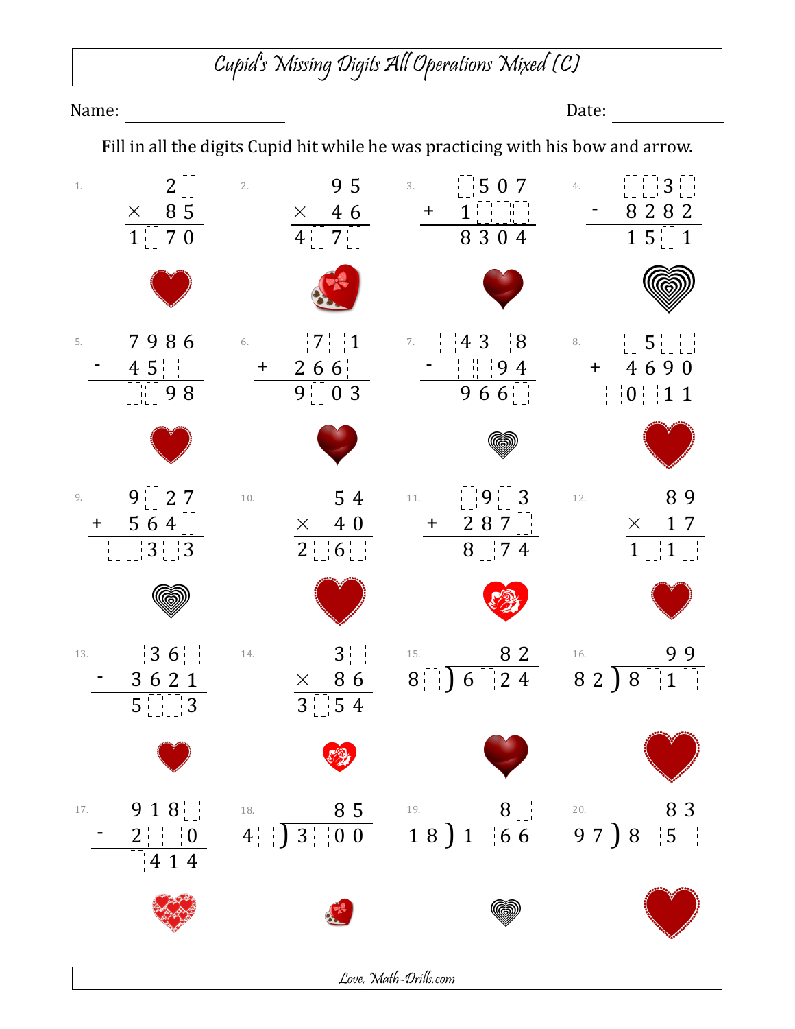# Cupid's Missing Digits All Operations Mixed (C)

Name: ____________________ Date: ____________

Fill in all the digits Cupid hit while he was practicing with his bow and arrow.

1.
```
    2 □
×   8 5
-------
1 □ 7 0
```

2.
```
    9 5
×   4 6
-------
4 □ 7 □
```

3.
```
  □ 5 0 7
+ 1 □ □ □
---------
  8 3 0 4
```

4.
```
  □ □ 3 □
- 8 2 8 2
---------
  1 5 □ 1
```

5.
```
  7 9 8 6
- 4 5 □ □
---------
  □ □ 9 8
```

6.
```
  □ 7 □ 1
+ 2 6 6 □
---------
  9 □ 0 3
```

7.
```
  □ 4 3 □ 8
-   □ □ 9 4
-----------
    9 6 6 □
```

8.
```
  □ 5 □ □
+ 4 6 9 0
---------
□ 0 □ 1 1
```

9.
```
    9 □ 2 7
+   5 6 4 □
-----------
□ □ 3 □ 3
```

10.
```
    5 4
×   4 0
-------
2 □ 6 □
```

11.
```
  □ 9 □ 3
+ 2 8 7 □
---------
  8 □ 7 4
```

12.
```
    8 9
×   1 7
-------
1 □ 1 □
```

13.
```
  □ 3 6 □
- 3 6 2 1
---------
  5 □ □ 3
```

14.
```
    3 □
×   8 6
-------
3 □ 5 4
```

15.
```
         8 2
8 □ ) 6 □ 2 4
```

16.
```
         9 9
8 2 ) 8 □ 1 □
```

17.
```
  9 1 8 □
- 2 □ □ 0
---------
  □ 4 1 4
```

18.
```
         8 5
4 □ ) 3 □ 0 0
```

19.
```
         8 □
1 8 ) 1 □ 6 6
```

20.
```
         8 3
9 7 ) 8 □ 5 □
```

Love, Math-Drills.com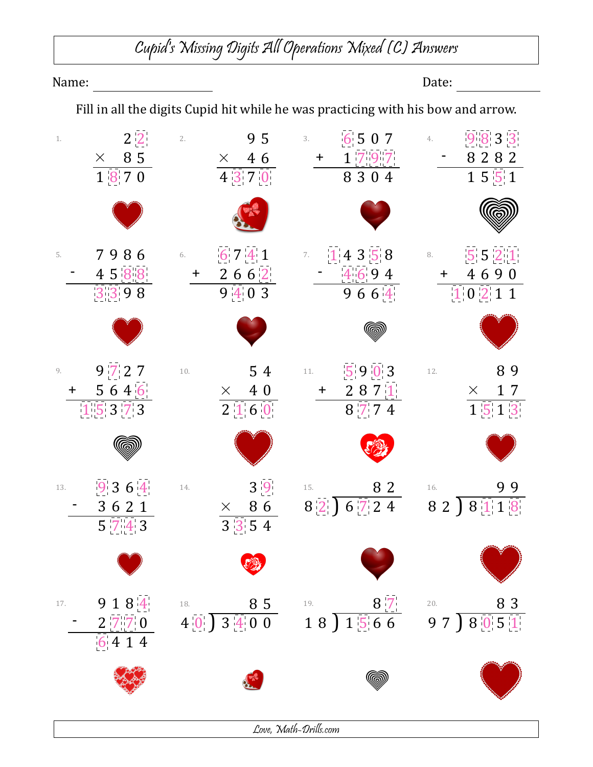# Cupid's Missing Digits All Operations Mixed (C) Answers

Name: ____________________ Date: ____________

Fill in all the digits Cupid hit while he was practicing with his bow and arrow.

1.
```
   2 2
×  8 5
1 8 7 0
```

2.
```
   9 5
×  4 6
4 3 7 0
```

3.
```
  6 5 0 7
+ 1 7 9 7
  8 3 0 4
```

4.
```
  9 8 3 3
- 8 2 8 2
  1 5 5 1
```

5.
```
  7 9 8 6
- 4 5 8 8
  3 3 9 8
```

6.
```
  6 7 4 1
+ 2 6 6 2
  9 4 0 3
```

7.
```
  1 4 3 5 8
-   4 6 9 4
    9 6 6 4
```

8.
```
    5 5 2 1
+   4 6 9 0
  1 0 2 1 1
```

9.
```
    9 7 2 7
+   5 6 4 6
  1 5 3 7 3
```

10.
```
   5 4
×  4 0
2 1 6 0
```

11.
```
  5 9 0 3
+ 2 8 7 1
  8 7 7 4
```

12.
```
   8 9
×  1 7
1 5 1 3
```

13.
```
  9 3 6 4
- 3 6 2 1
  5 7 4 3
```

14.
```
   3 9
×  8 6
3 3 5 4
```

15.
```
       8 2
8 2 ) 6 7 2 4
```

16.
```
       9 9
8 2 ) 8 1 1 8
```

17.
```
  9 1 8 4
- 2 7 7 0
  6 4 1 4
```

18.
```
       8 5
4 0 ) 3 4 0 0
```

19.
```
       8 7
1 8 ) 1 5 6 6
```

20.
```
       8 3
9 7 ) 8 0 5 1
```

Love, Math-Drills.com